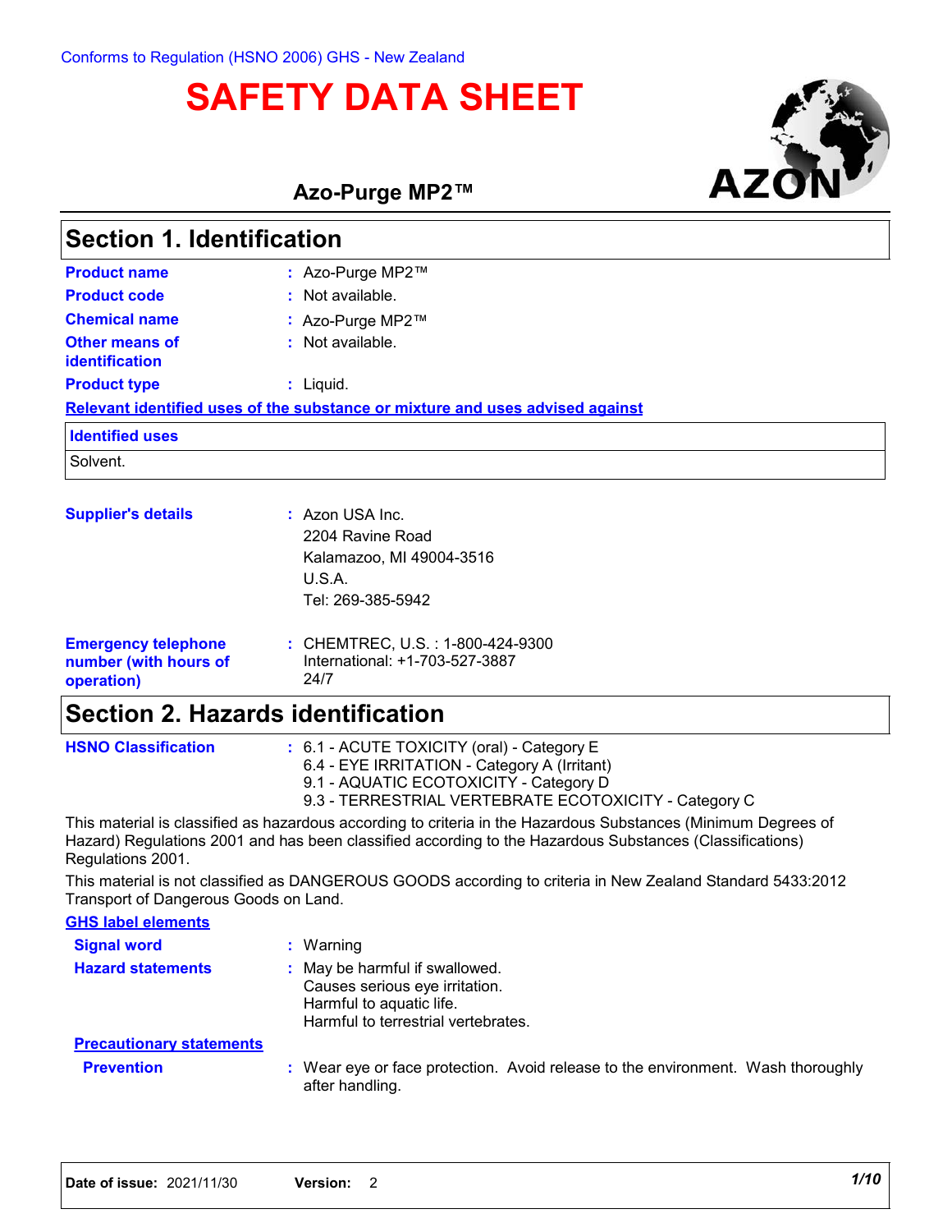Conforms to Regulation (HSNO 2006) GHS - New Zealand

# SAFETY DATA SHEET

**Azo-Purge MP2™**

## Section 1. Identification

**Product name** : Azo-Purge MP2™

**Product code** : Not available.

**Chemical name** : Azo-Purge MP2™

**Other means of identification** : Not available.

**Product type** : Liquid.

**Relevant identified uses of the substance or mixture and uses advised against**

| Identified uses |
|---|
| Solvent. |

**Supplier's details** : Azon USA Inc.
2204 Ravine Road
Kalamazoo, MI 49004-3516
U.S.A.
Tel: 269-385-5942

**Emergency telephone number (with hours of operation)** : CHEMTREC, U.S. : 1-800-424-9300
International: +1-703-527-3887
24/7

## Section 2. Hazards identification

**HSNO Classification** : 6.1 - ACUTE TOXICITY (oral) - Category E
6.4 - EYE IRRITATION - Category A (Irritant)
9.1 - AQUATIC ECOTOXICITY - Category D
9.3 - TERRESTRIAL VERTEBRATE ECOTOXICITY - Category C

This material is classified as hazardous according to criteria in the Hazardous Substances (Minimum Degrees of Hazard) Regulations 2001 and has been classified according to the Hazardous Substances (Classifications) Regulations 2001.

This material is not classified as DANGEROUS GOODS according to criteria in New Zealand Standard 5433:2012 Transport of Dangerous Goods on Land.

**GHS label elements**

**Signal word** : Warning

**Hazard statements** : May be harmful if swallowed.
Causes serious eye irritation.
Harmful to aquatic life.
Harmful to terrestrial vertebrates.

**Precautionary statements**

**Prevention** : Wear eye or face protection. Avoid release to the environment. Wash thoroughly after handling.

**Date of issue:** 2021/11/30 **Version:** 2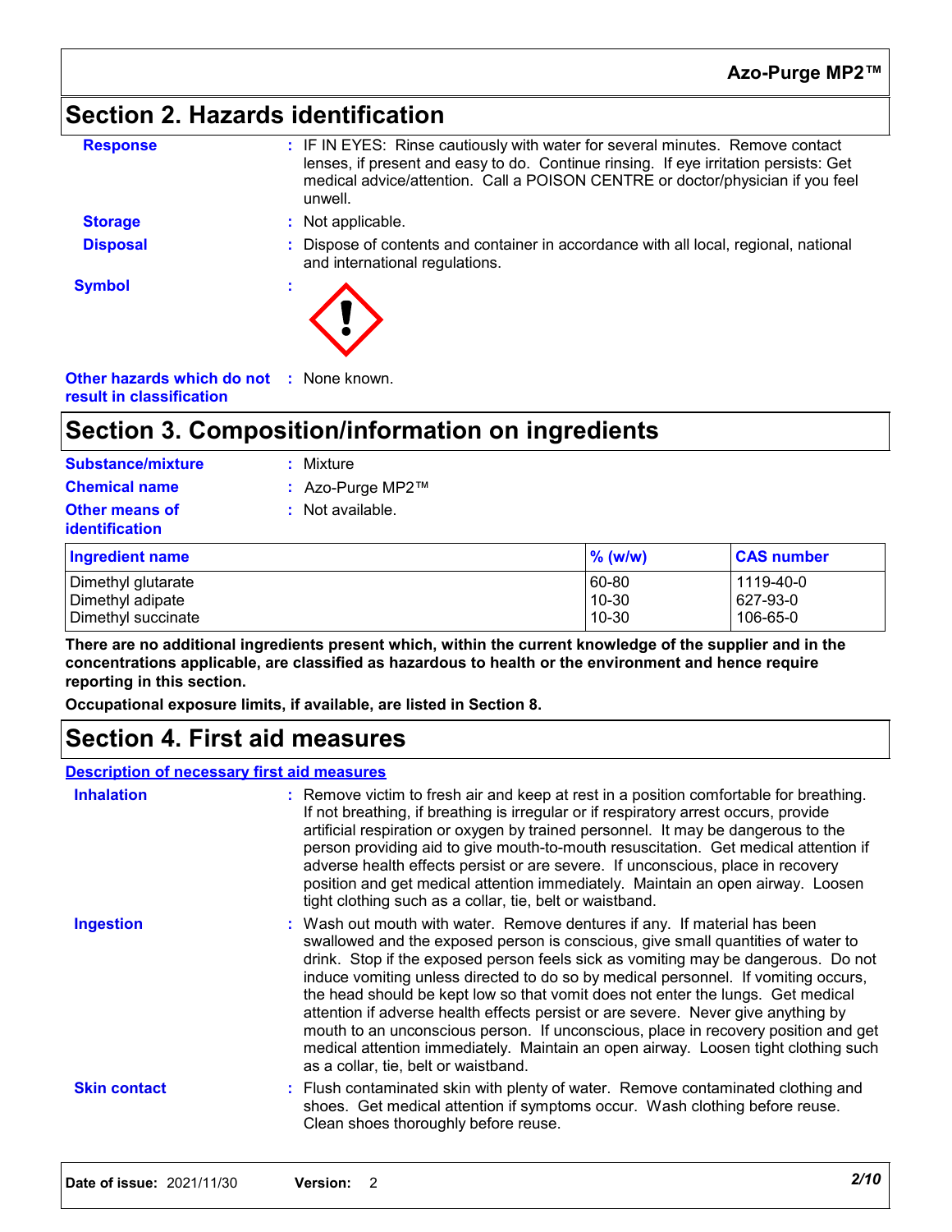## Section 2. Hazards identification

**Response** : IF IN EYES: Rinse cautiously with water for several minutes. Remove contact lenses, if present and easy to do. Continue rinsing. If eye irritation persists: Get medical advice/attention. Call a POISON CENTRE or doctor/physician if you feel unwell.

**Storage** : Not applicable.

**Disposal** : Dispose of contents and container in accordance with all local, regional, national and international regulations.

**Symbol** :

**Other hazards which do not result in classification** : None known.

## Section 3. Composition/information on ingredients

**Substance/mixture** : Mixture

**Chemical name** : Azo-Purge MP2™

**Other means of identification** : Not available.

| Ingredient name | % (w/w) | CAS number |
|---|---|---|
| Dimethyl glutarate | 60-80 | 1119-40-0 |
| Dimethyl adipate | 10-30 | 627-93-0 |
| Dimethyl succinate | 10-30 | 106-65-0 |

**There are no additional ingredients present which, within the current knowledge of the supplier and in the concentrations applicable, are classified as hazardous to health or the environment and hence require reporting in this section.**

**Occupational exposure limits, if available, are listed in Section 8.**

## Section 4. First aid measures

### Description of necessary first aid measures

**Inhalation** : Remove victim to fresh air and keep at rest in a position comfortable for breathing. If not breathing, if breathing is irregular or if respiratory arrest occurs, provide artificial respiration or oxygen by trained personnel. It may be dangerous to the person providing aid to give mouth-to-mouth resuscitation. Get medical attention if adverse health effects persist or are severe. If unconscious, place in recovery position and get medical attention immediately. Maintain an open airway. Loosen tight clothing such as a collar, tie, belt or waistband.

**Ingestion** : Wash out mouth with water. Remove dentures if any. If material has been swallowed and the exposed person is conscious, give small quantities of water to drink. Stop if the exposed person feels sick as vomiting may be dangerous. Do not induce vomiting unless directed to do so by medical personnel. If vomiting occurs, the head should be kept low so that vomit does not enter the lungs. Get medical attention if adverse health effects persist or are severe. Never give anything by mouth to an unconscious person. If unconscious, place in recovery position and get medical attention immediately. Maintain an open airway. Loosen tight clothing such as a collar, tie, belt or waistband.

**Skin contact** : Flush contaminated skin with plenty of water. Remove contaminated clothing and shoes. Get medical attention if symptoms occur. Wash clothing before reuse. Clean shoes thoroughly before reuse.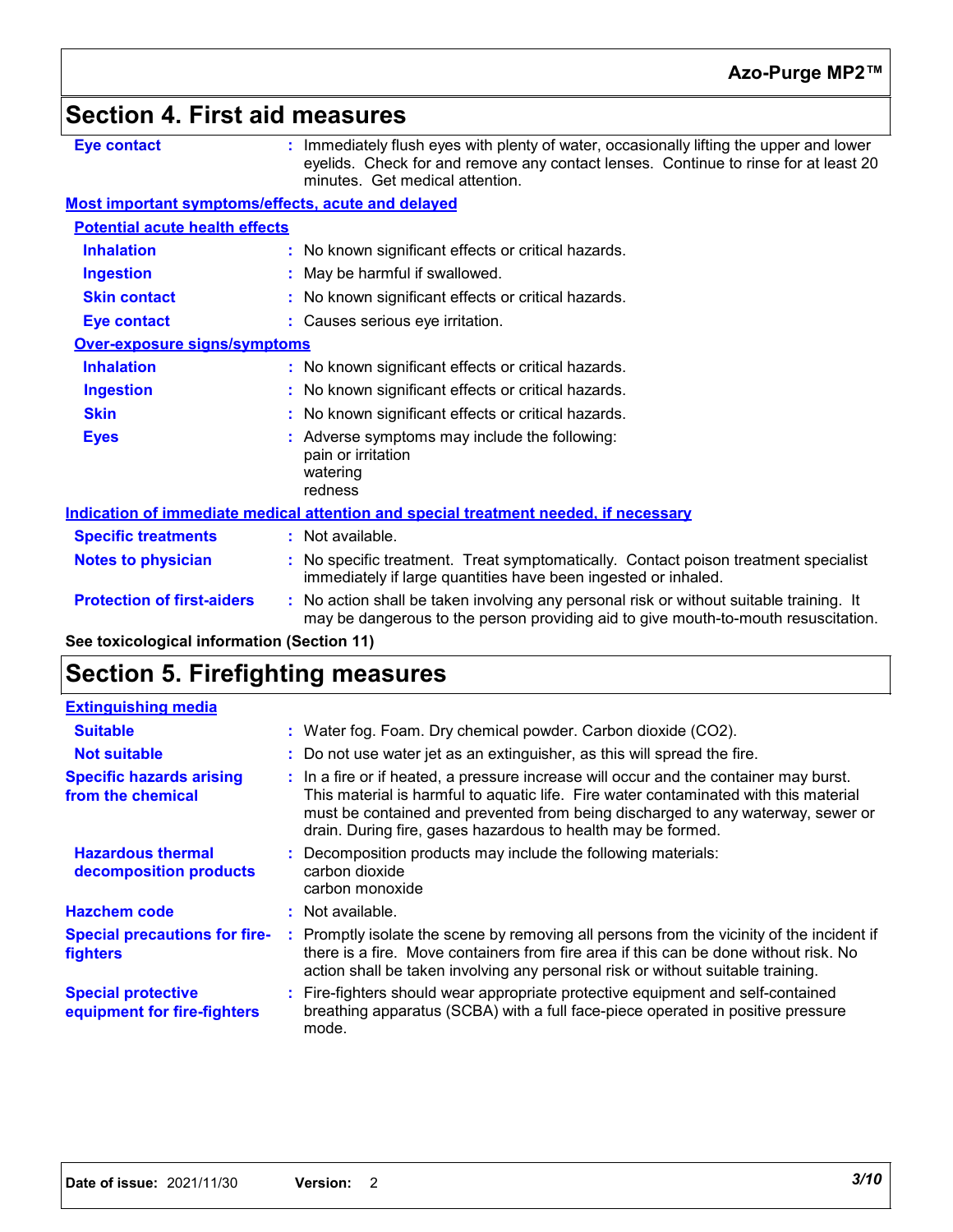## Section 4. First aid measures

**Eye contact** : Immediately flush eyes with plenty of water, occasionally lifting the upper and lower eyelids. Check for and remove any contact lenses. Continue to rinse for at least 20 minutes. Get medical attention.

### Most important symptoms/effects, acute and delayed

**Potential acute health effects**

- **Inhalation** : No known significant effects or critical hazards.
- **Ingestion** : May be harmful if swallowed.
- **Skin contact** : No known significant effects or critical hazards.
- **Eye contact** : Causes serious eye irritation.

**Over-exposure signs/symptoms**

- **Inhalation** : No known significant effects or critical hazards.
- **Ingestion** : No known significant effects or critical hazards.
- **Skin** : No known significant effects or critical hazards.
- **Eyes** : Adverse symptoms may include the following:
  pain or irritation
  watering
  redness

### Indication of immediate medical attention and special treatment needed, if necessary

**Specific treatments** : Not available.

**Notes to physician** : No specific treatment. Treat symptomatically. Contact poison treatment specialist immediately if large quantities have been ingested or inhaled.

**Protection of first-aiders** : No action shall be taken involving any personal risk or without suitable training. It may be dangerous to the person providing aid to give mouth-to-mouth resuscitation.

**See toxicological information (Section 11)**

## Section 5. Firefighting measures

### Extinguishing media

**Suitable** : Water fog. Foam. Dry chemical powder. Carbon dioxide ($CO_2$).

**Not suitable** : Do not use water jet as an extinguisher, as this will spread the fire.

**Specific hazards arising from the chemical** : In a fire or if heated, a pressure increase will occur and the container may burst. This material is harmful to aquatic life. Fire water contaminated with this material must be contained and prevented from being discharged to any waterway, sewer or drain. During fire, gases hazardous to health may be formed.

**Hazardous thermal decomposition products** : Decomposition products may include the following materials:
carbon dioxide
carbon monoxide

**Hazchem code** : Not available.

**Special precautions for fire-fighters** : Promptly isolate the scene by removing all persons from the vicinity of the incident if there is a fire. Move containers from fire area if this can be done without risk. No action shall be taken involving any personal risk or without suitable training.

**Special protective equipment for fire-fighters** : Fire-fighters should wear appropriate protective equipment and self-contained breathing apparatus (SCBA) with a full face-piece operated in positive pressure mode.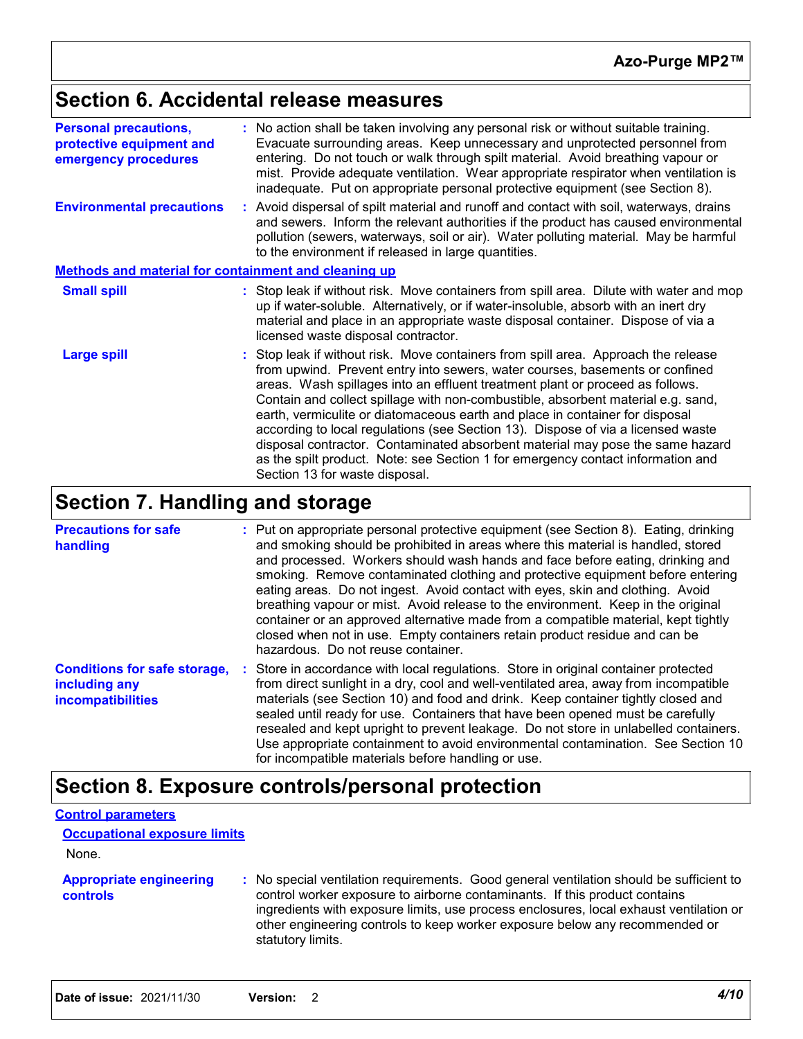## Section 6. Accidental release measures

**Personal precautions, protective equipment and emergency procedures** : No action shall be taken involving any personal risk or without suitable training. Evacuate surrounding areas. Keep unnecessary and unprotected personnel from entering. Do not touch or walk through spilt material. Avoid breathing vapour or mist. Provide adequate ventilation. Wear appropriate respirator when ventilation is inadequate. Put on appropriate personal protective equipment (see Section 8).

**Environmental precautions** : Avoid dispersal of spilt material and runoff and contact with soil, waterways, drains and sewers. Inform the relevant authorities if the product has caused environmental pollution (sewers, waterways, soil or air). Water polluting material. May be harmful to the environment if released in large quantities.

### Methods and material for containment and cleaning up

**Small spill** : Stop leak if without risk. Move containers from spill area. Dilute with water and mop up if water-soluble. Alternatively, or if water-insoluble, absorb with an inert dry material and place in an appropriate waste disposal container. Dispose of via a licensed waste disposal contractor.

**Large spill** : Stop leak if without risk. Move containers from spill area. Approach the release from upwind. Prevent entry into sewers, water courses, basements or confined areas. Wash spillages into an effluent treatment plant or proceed as follows. Contain and collect spillage with non-combustible, absorbent material e.g. sand, earth, vermiculite or diatomaceous earth and place in container for disposal according to local regulations (see Section 13). Dispose of via a licensed waste disposal contractor. Contaminated absorbent material may pose the same hazard as the spilt product. Note: see Section 1 for emergency contact information and Section 13 for waste disposal.

## Section 7. Handling and storage

**Precautions for safe handling** : Put on appropriate personal protective equipment (see Section 8). Eating, drinking and smoking should be prohibited in areas where this material is handled, stored and processed. Workers should wash hands and face before eating, drinking and smoking. Remove contaminated clothing and protective equipment before entering eating areas. Do not ingest. Avoid contact with eyes, skin and clothing. Avoid breathing vapour or mist. Avoid release to the environment. Keep in the original container or an approved alternative made from a compatible material, kept tightly closed when not in use. Empty containers retain product residue and can be hazardous. Do not reuse container.

**Conditions for safe storage, including any incompatibilities** : Store in accordance with local regulations. Store in original container protected from direct sunlight in a dry, cool and well-ventilated area, away from incompatible materials (see Section 10) and food and drink. Keep container tightly closed and sealed until ready for use. Containers that have been opened must be carefully resealed and kept upright to prevent leakage. Do not store in unlabelled containers. Use appropriate containment to avoid environmental contamination. See Section 10 for incompatible materials before handling or use.

## Section 8. Exposure controls/personal protection

### Control parameters

#### Occupational exposure limits

None.

**Appropriate engineering controls** : No special ventilation requirements. Good general ventilation should be sufficient to control worker exposure to airborne contaminants. If this product contains ingredients with exposure limits, use process enclosures, local exhaust ventilation or other engineering controls to keep worker exposure below any recommended or statutory limits.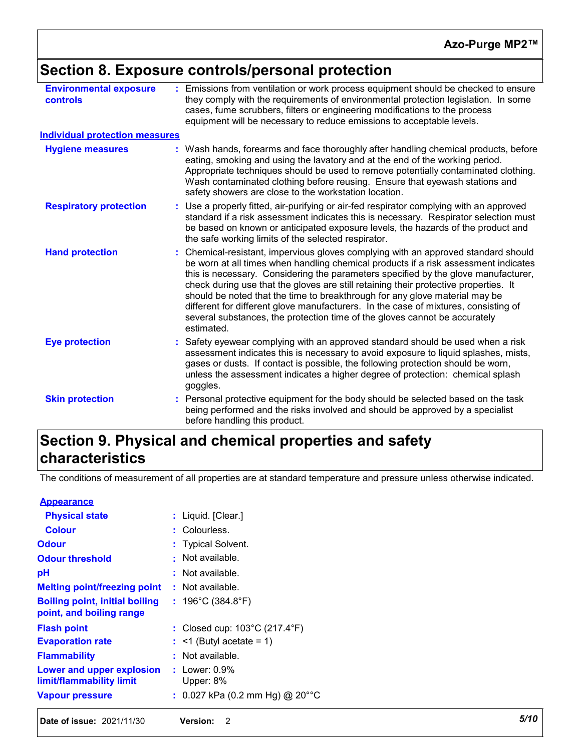## Section 8. Exposure controls/personal protection

| | |
|---|---|
| **Environmental exposure controls** | : Emissions from ventilation or work process equipment should be checked to ensure they comply with the requirements of environmental protection legislation. In some cases, fume scrubbers, filters or engineering modifications to the process equipment will be necessary to reduce emissions to acceptable levels. |

**Individual protection measures**

| | |
|---|---|
| **Hygiene measures** | : Wash hands, forearms and face thoroughly after handling chemical products, before eating, smoking and using the lavatory and at the end of the working period. Appropriate techniques should be used to remove potentially contaminated clothing. Wash contaminated clothing before reusing. Ensure that eyewash stations and safety showers are close to the workstation location. |
| **Respiratory protection** | : Use a properly fitted, air-purifying or air-fed respirator complying with an approved standard if a risk assessment indicates this is necessary. Respirator selection must be based on known or anticipated exposure levels, the hazards of the product and the safe working limits of the selected respirator. |
| **Hand protection** | : Chemical-resistant, impervious gloves complying with an approved standard should be worn at all times when handling chemical products if a risk assessment indicates this is necessary. Considering the parameters specified by the glove manufacturer, check during use that the gloves are still retaining their protective properties. It should be noted that the time to breakthrough for any glove material may be different for different glove manufacturers. In the case of mixtures, consisting of several substances, the protection time of the gloves cannot be accurately estimated. |
| **Eye protection** | : Safety eyewear complying with an approved standard should be used when a risk assessment indicates this is necessary to avoid exposure to liquid splashes, mists, gases or dusts. If contact is possible, the following protection should be worn, unless the assessment indicates a higher degree of protection: chemical splash goggles. |
| **Skin protection** | : Personal protective equipment for the body should be selected based on the task being performed and the risks involved and should be approved by a specialist before handling this product. |

## Section 9. Physical and chemical properties and safety characteristics

The conditions of measurement of all properties are at standard temperature and pressure unless otherwise indicated.

**Appearance**

| | |
|---|---|
| **Physical state** | : Liquid. [Clear.] |
| **Colour** | : Colourless. |
| **Odour** | : Typical Solvent. |
| **Odour threshold** | : Not available. |
| **pH** | : Not available. |
| **Melting point/freezing point** | : Not available. |
| **Boiling point, initial boiling point, and boiling range** | : 196°C (384.8°F) |
| **Flash point** | : Closed cup: 103°C (217.4°F) |
| **Evaporation rate** | : <1 (Butyl acetate = 1) |
| **Flammability** | : Not available. |
| **Lower and upper explosion limit/flammability limit** | : Lower: 0.9%<br>Upper: 8% |
| **Vapour pressure** | : 0.027 kPa (0.2 mm Hg) @ 20°°C |

**Date of issue:** 2021/11/30 **Version:** 2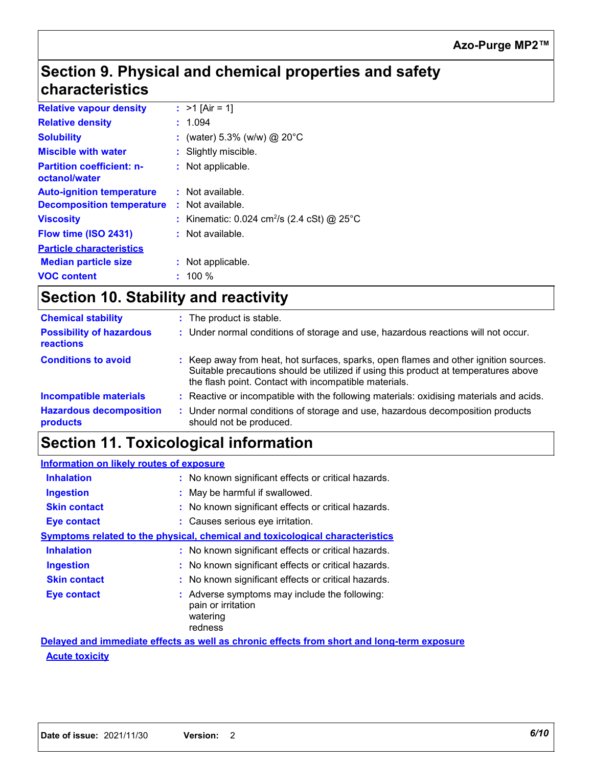## Section 9. Physical and chemical properties and safety characteristics

| | |
|---|---|
| **Relative vapour density** | : >1 [Air = 1] |
| **Relative density** | : 1.094 |
| **Solubility** | : (water) 5.3% (w/w) @ 20°C |
| **Miscible with water** | : Slightly miscible. |
| **Partition coefficient: n-octanol/water** | : Not applicable. |
| **Auto-ignition temperature** | : Not available. |
| **Decomposition temperature** | : Not available. |
| **Viscosity** | : Kinematic: 0.024 $cm^2/s$ (2.4 cSt) @ 25°C |
| **Flow time (ISO 2431)** | : Not available. |

**Particle characteristics**

| | |
|---|---|
| **Median particle size** | : Not applicable. |
| **VOC content** | : 100 % |

## Section 10. Stability and reactivity

| | |
|---|---|
| **Chemical stability** | : The product is stable. |
| **Possibility of hazardous reactions** | : Under normal conditions of storage and use, hazardous reactions will not occur. |
| **Conditions to avoid** | : Keep away from heat, hot surfaces, sparks, open flames and other ignition sources. Suitable precautions should be utilized if using this product at temperatures above the flash point. Contact with incompatible materials. |
| **Incompatible materials** | : Reactive or incompatible with the following materials: oxidising materials and acids. |
| **Hazardous decomposition products** | : Under normal conditions of storage and use, hazardous decomposition products should not be produced. |

## Section 11. Toxicological information

**Information on likely routes of exposure**

| | |
|---|---|
| **Inhalation** | : No known significant effects or critical hazards. |
| **Ingestion** | : May be harmful if swallowed. |
| **Skin contact** | : No known significant effects or critical hazards. |
| **Eye contact** | : Causes serious eye irritation. |

**Symptoms related to the physical, chemical and toxicological characteristics**

| | |
|---|---|
| **Inhalation** | : No known significant effects or critical hazards. |
| **Ingestion** | : No known significant effects or critical hazards. |
| **Skin contact** | : No known significant effects or critical hazards. |
| **Eye contact** | : Adverse symptoms may include the following:<br>pain or irritation<br>watering<br>redness |

**Delayed and immediate effects as well as chronic effects from short and long-term exposure**

**Acute toxicity**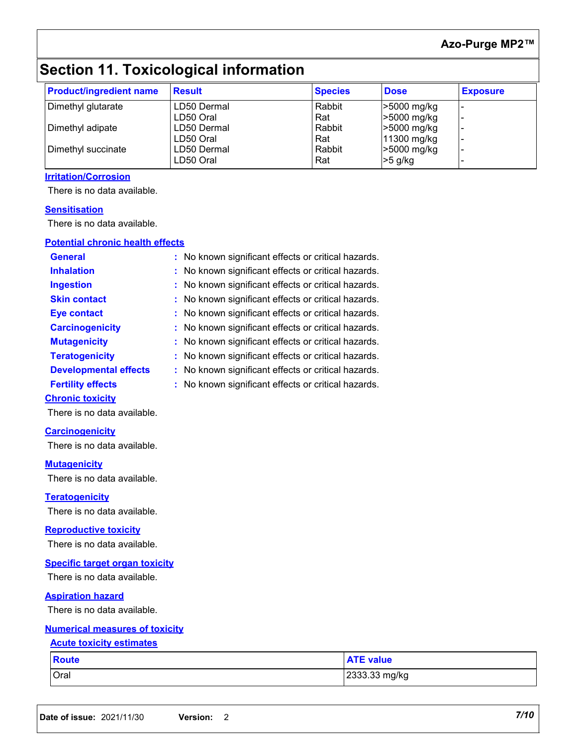# Section 11. Toxicological information

| Product/ingredient name | Result | Species | Dose | Exposure |
|---|---|---|---|---|
| Dimethyl glutarate | LD50 Dermal | Rabbit | >5000 mg/kg | - |
| | LD50 Oral | Rat | >5000 mg/kg | - |
| Dimethyl adipate | LD50 Dermal | Rabbit | >5000 mg/kg | - |
| | LD50 Oral | Rat | 11300 mg/kg | - |
| Dimethyl succinate | LD50 Dermal | Rabbit | >5000 mg/kg | - |
| | LD50 Oral | Rat | >5 g/kg | - |

**Irritation/Corrosion**

There is no data available.

**Sensitisation**

There is no data available.

**Potential chronic health effects**

**General** : No known significant effects or critical hazards.
**Inhalation** : No known significant effects or critical hazards.
**Ingestion** : No known significant effects or critical hazards.
**Skin contact** : No known significant effects or critical hazards.
**Eye contact** : No known significant effects or critical hazards.
**Carcinogenicity** : No known significant effects or critical hazards.
**Mutagenicity** : No known significant effects or critical hazards.
**Teratogenicity** : No known significant effects or critical hazards.
**Developmental effects** : No known significant effects or critical hazards.
**Fertility effects** : No known significant effects or critical hazards.

**Chronic toxicity**

There is no data available.

**Carcinogenicity**

There is no data available.

**Mutagenicity**

There is no data available.

**Teratogenicity**

There is no data available.

**Reproductive toxicity**

There is no data available.

**Specific target organ toxicity**

There is no data available.

**Aspiration hazard**

There is no data available.

**Numerical measures of toxicity**

**Acute toxicity estimates**

| Route | ATE value |
|---|---|
| Oral | 2333.33 mg/kg |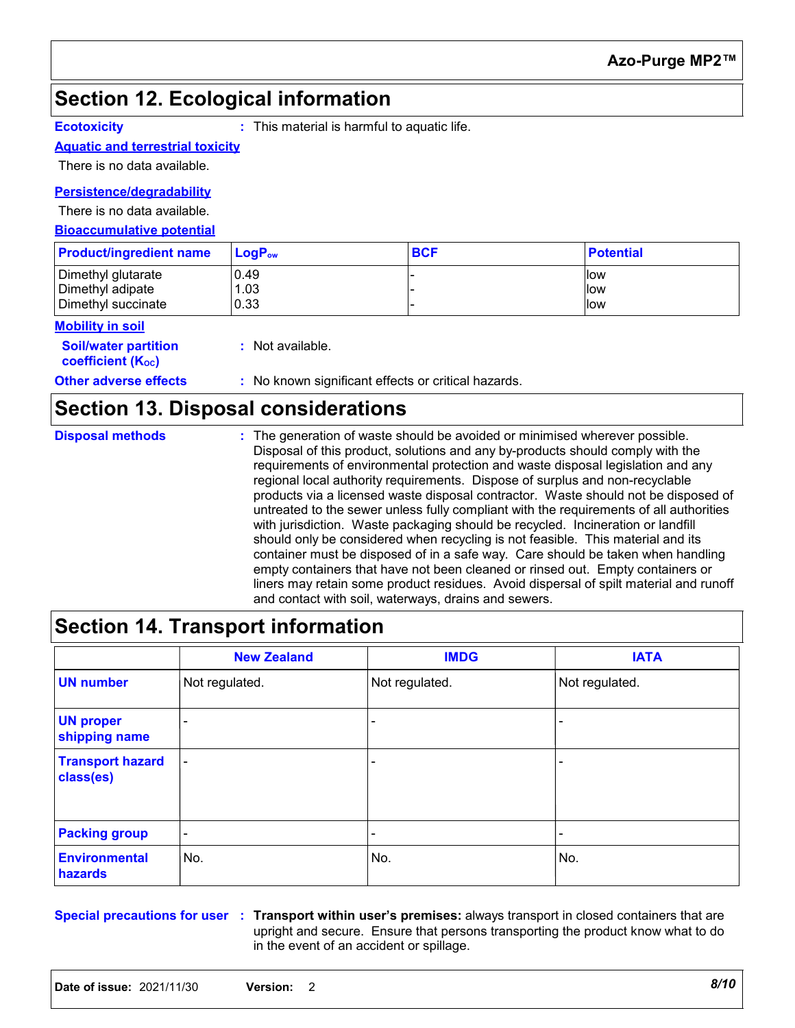## Section 12. Ecological information

**Ecotoxicity** : This material is harmful to aquatic life.

**Aquatic and terrestrial toxicity**

There is no data available.

**Persistence/degradability**

There is no data available.

**Bioaccumulative potential**

| Product/ingredient name | $LogP_{ow}$ | BCF | Potential |
| --- | --- | --- | --- |
| Dimethyl glutarate | 0.49 | - | low |
| Dimethyl adipate | 1.03 | - | low |
| Dimethyl succinate | 0.33 | - | low |

**Mobility in soil**

**Soil/water partition coefficient ($K_{OC}$)** : Not available.

**Other adverse effects** : No known significant effects or critical hazards.

## Section 13. Disposal considerations

**Disposal methods** : The generation of waste should be avoided or minimised wherever possible. Disposal of this product, solutions and any by-products should comply with the requirements of environmental protection and waste disposal legislation and any regional local authority requirements. Dispose of surplus and non-recyclable products via a licensed waste disposal contractor. Waste should not be disposed of untreated to the sewer unless fully compliant with the requirements of all authorities with jurisdiction. Waste packaging should be recycled. Incineration or landfill should only be considered when recycling is not feasible. This material and its container must be disposed of in a safe way. Care should be taken when handling empty containers that have not been cleaned or rinsed out. Empty containers or liners may retain some product residues. Avoid dispersal of spilt material and runoff and contact with soil, waterways, drains and sewers.

## Section 14. Transport information

| | New Zealand | IMDG | IATA |
| --- | --- | --- | --- |
| UN number | Not regulated. | Not regulated. | Not regulated. |
| UN proper shipping name | - | - | - |
| Transport hazard class(es) | - | - | - |
| Packing group | - | - | - |
| Environmental hazards | No. | No. | No. |

**Special precautions for user** : **Transport within user's premises:** always transport in closed containers that are upright and secure. Ensure that persons transporting the product know what to do in the event of an accident or spillage.

**Date of issue:** 2021/11/30 **Version:** 2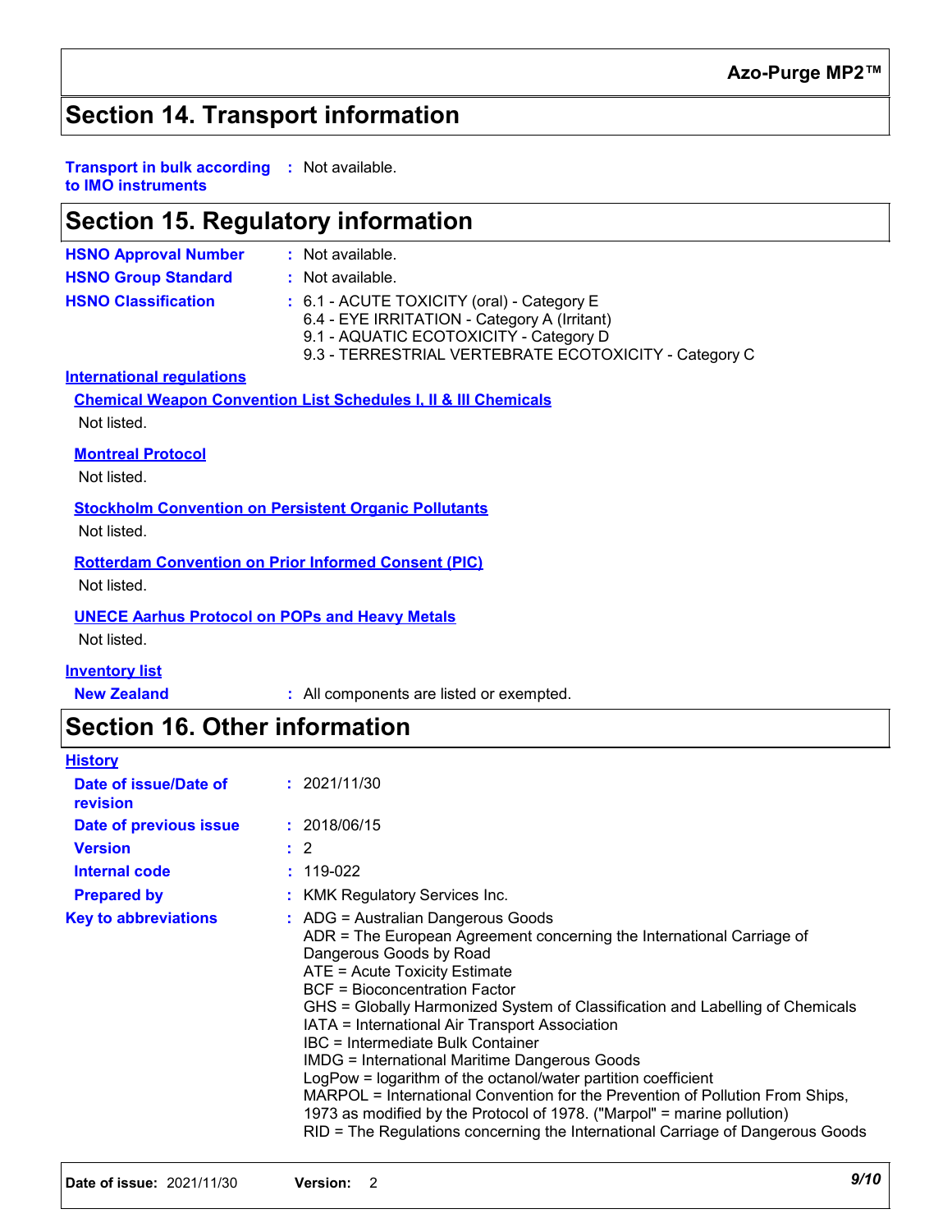## Section 14. Transport information

**Transport in bulk according to IMO instruments** : Not available.

## Section 15. Regulatory information

**HSNO Approval Number** : Not available.

**HSNO Group Standard** : Not available.

**HSNO Classification** : 6.1 - ACUTE TOXICITY (oral) - Category E
6.4 - EYE IRRITATION - Category A (Irritant)
9.1 - AQUATIC ECOTOXICITY - Category D
9.3 - TERRESTRIAL VERTEBRATE ECOTOXICITY - Category C

**International regulations**

**Chemical Weapon Convention List Schedules I, II & III Chemicals**

Not listed.

**Montreal Protocol**

Not listed.

**Stockholm Convention on Persistent Organic Pollutants**

Not listed.

**Rotterdam Convention on Prior Informed Consent (PIC)**

Not listed.

**UNECE Aarhus Protocol on POPs and Heavy Metals**

Not listed.

**Inventory list**

**New Zealand** : All components are listed or exempted.

## Section 16. Other information

**History**

**Date of issue/Date of revision** : 2021/11/30

**Date of previous issue** : 2018/06/15

**Version** : 2

**Internal code** : 119-022

**Prepared by** : KMK Regulatory Services Inc.

**Key to abbreviations** : ADG = Australian Dangerous Goods
ADR = The European Agreement concerning the International Carriage of Dangerous Goods by Road
ATE = Acute Toxicity Estimate
BCF = Bioconcentration Factor
GHS = Globally Harmonized System of Classification and Labelling of Chemicals
IATA = International Air Transport Association
IBC = Intermediate Bulk Container
IMDG = International Maritime Dangerous Goods
LogPow = logarithm of the octanol/water partition coefficient
MARPOL = International Convention for the Prevention of Pollution From Ships, 1973 as modified by the Protocol of 1978. ("Marpol" = marine pollution)
RID = The Regulations concerning the International Carriage of Dangerous Goods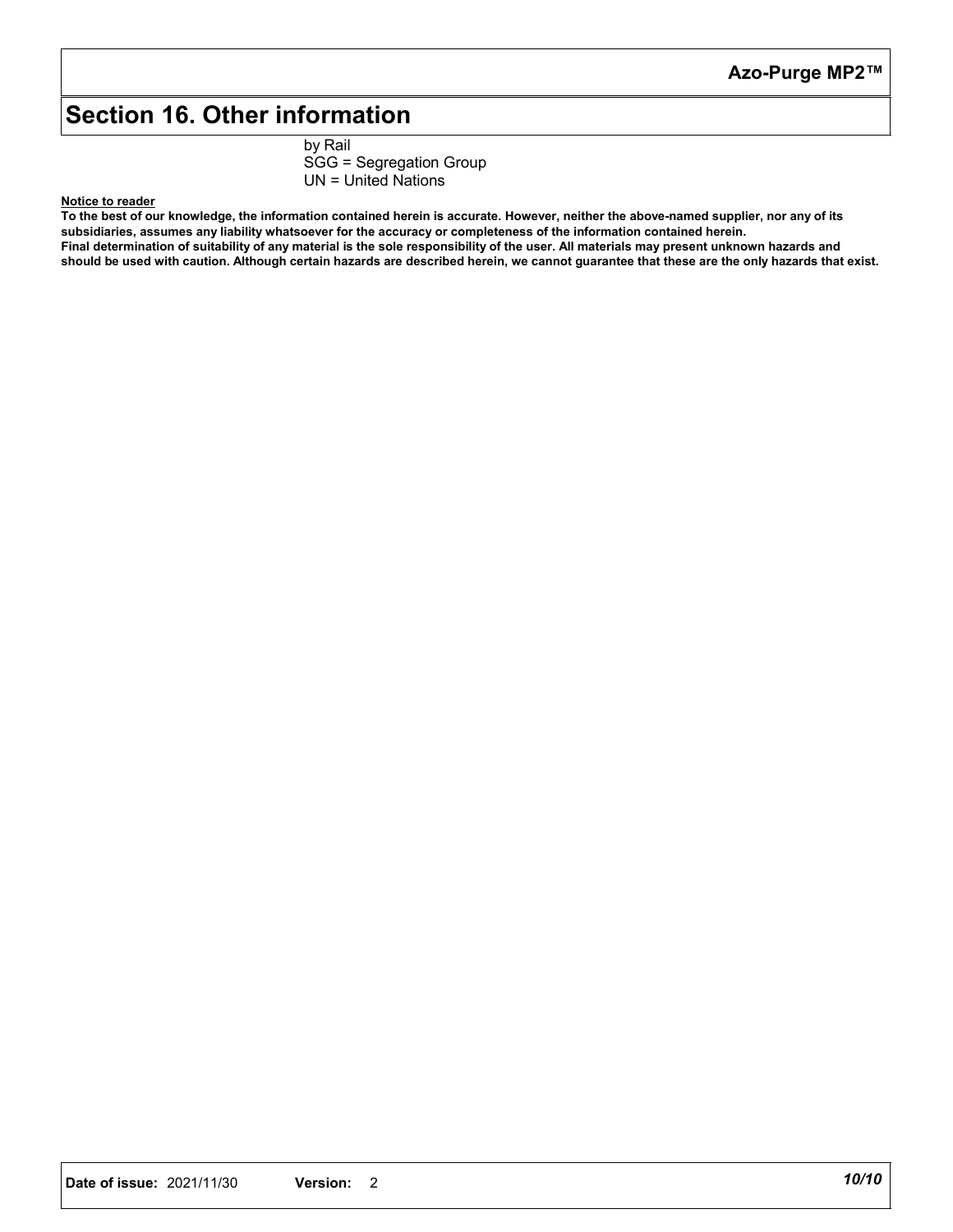# Section 16. Other information

by Rail
SGG = Segregation Group
UN = United Nations

**Notice to reader**

**To the best of our knowledge, the information contained herein is accurate. However, neither the above-named supplier, nor any of its subsidiaries, assumes any liability whatsoever for the accuracy or completeness of the information contained herein.**
**Final determination of suitability of any material is the sole responsibility of the user. All materials may present unknown hazards and should be used with caution. Although certain hazards are described herein, we cannot guarantee that these are the only hazards that exist.**

**Date of issue:** 2021/11/30 **Version:** 2